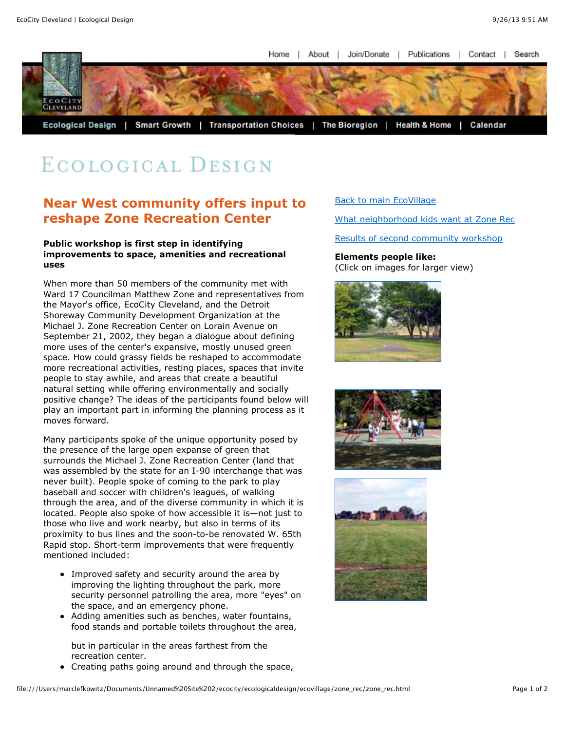Home | About | Join/Donate | Publications | Contact | Search

Ecological Design | Smart Growth | Transportation Choices | The Bioregion | Health & Home | Calendar

# Ecological Design

## Near West community offers input to reshape Zone Recreation Center

**Public workshop is first step in identifying improvements to space, amenities and recreational uses**

When more than 50 members of the community met with Ward 17 Councilman Matthew Zone and representatives from the Mayor's office, EcoCity Cleveland, and the Detroit Shoreway Community Development Organization at the Michael J. Zone Recreation Center on Lorain Avenue on September 21, 2002, they began a dialogue about defining more uses of the center's expansive, mostly unused green space. How could grassy fields be reshaped to accommodate more recreational activities, resting places, spaces that invite people to stay awhile, and areas that create a beautiful natural setting while offering environmentally and socially positive change? The ideas of the participants found below will play an important part in informing the planning process as it moves forward.

Many participants spoke of the unique opportunity posed by the presence of the large open expanse of green that surrounds the Michael J. Zone Recreation Center (land that was assembled by the state for an I-90 interchange that was never built). People spoke of coming to the park to play baseball and soccer with children's leagues, of walking through the area, and of the diverse community in which it is located. People also spoke of how accessible it is—not just to those who live and work nearby, but also in terms of its proximity to bus lines and the soon-to-be renovated W. 65th Rapid stop. Short-term improvements that were frequently mentioned included:

- Improved safety and security around the area by improving the lighting throughout the park, more security personnel patrolling the area, more "eyes" on the space, and an emergency phone.
- Adding amenities such as benches, water fountains, food stands and portable toilets throughout the area,

  but in particular in the areas farthest from the recreation center.
- Creating paths going around and through the space,

[Back to main EcoVillage](#)

[What neighborhood kids want at Zone Rec](#)

[Results of second community workshop](#)

**Elements people like:**
(Click on images for larger view)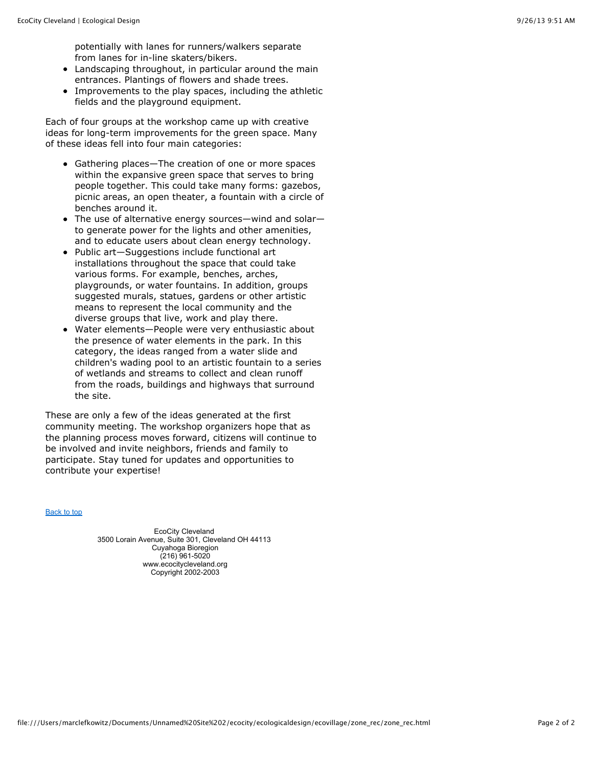potentially with lanes for runners/walkers separate from lanes for in-line skaters/bikers.

- Landscaping throughout, in particular around the main entrances. Plantings of flowers and shade trees.
- Improvements to the play spaces, including the athletic fields and the playground equipment.

Each of four groups at the workshop came up with creative ideas for long-term improvements for the green space. Many of these ideas fell into four main categories:

- Gathering places—The creation of one or more spaces within the expansive green space that serves to bring people together. This could take many forms: gazebos, picnic areas, an open theater, a fountain with a circle of benches around it.
- The use of alternative energy sources—wind and solar—to generate power for the lights and other amenities, and to educate users about clean energy technology.
- Public art—Suggestions include functional art installations throughout the space that could take various forms. For example, benches, arches, playgrounds, or water fountains. In addition, groups suggested murals, statues, gardens or other artistic means to represent the local community and the diverse groups that live, work and play there.
- Water elements—People were very enthusiastic about the presence of water elements in the park. In this category, the ideas ranged from a water slide and children's wading pool to an artistic fountain to a series of wetlands and streams to collect and clean runoff from the roads, buildings and highways that surround the site.

These are only a few of the ideas generated at the first community meeting. The workshop organizers hope that as the planning process moves forward, citizens will continue to be involved and invite neighbors, friends and family to participate. Stay tuned for updates and opportunities to contribute your expertise!

Back to top

EcoCity Cleveland
3500 Lorain Avenue, Suite 301, Cleveland OH 44113
Cuyahoga Bioregion
(216) 961-5020
www.ecocitycleveland.org
Copyright 2002-2003